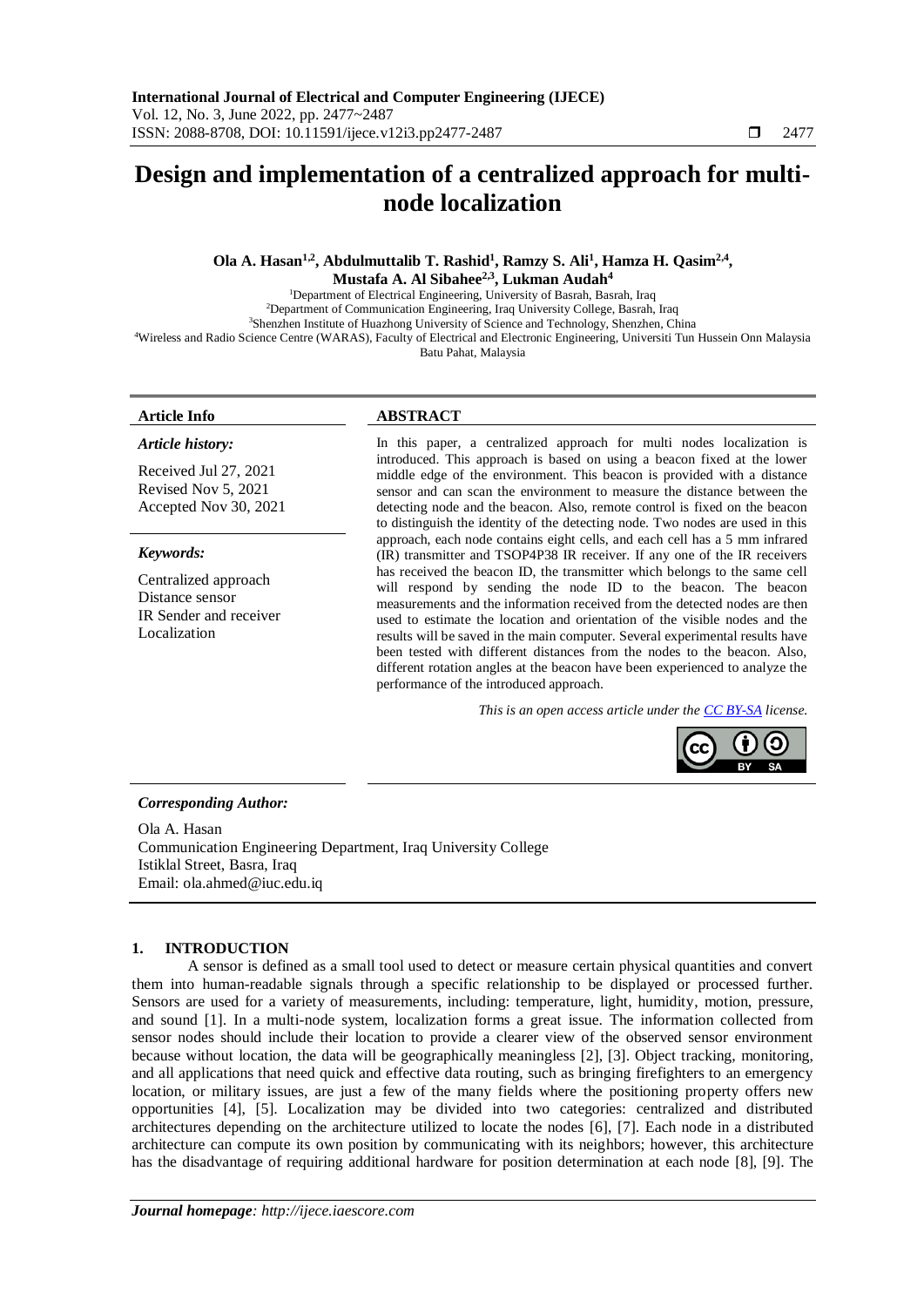# Design and implementation of a centralized approach for multi-node localization

**Ola A. Hasan[1,2], Abdulmuttalib T. Rashid[1], Ramzy S. Ali[1], Hamza H. Qasim[2,4], Mustafa A. Al Sibahee[2,3], Lukman Audah[4]**

[1]Department of Electrical Engineering, University of Basrah, Basrah, Iraq
[2]Department of Communication Engineering, Iraq University College, Basrah, Iraq
[3]Shenzhen Institute of Huazhong University of Science and Technology, Shenzhen, China
[4]Wireless and Radio Science Centre (WARAS), Faculty of Electrical and Electronic Engineering, Universiti Tun Hussein Onn Malaysia Batu Pahat, Malaysia

**Article Info**

*Article history:*

Received Jul 27, 2021
Revised Nov 5, 2021
Accepted Nov 30, 2021

*Keywords:*

Centralized approach
Distance sensor
IR Sender and receiver
Localization

**ABSTRACT**

In this paper, a centralized approach for multi nodes localization is introduced. This approach is based on using a beacon fixed at the lower middle edge of the environment. This beacon is provided with a distance sensor and can scan the environment to measure the distance between the detecting node and the beacon. Also, remote control is fixed on the beacon to distinguish the identity of the detecting node. Two nodes are used in this approach, each node contains eight cells, and each cell has a 5 mm infrared (IR) transmitter and TSOP4P38 IR receiver. If any one of the IR receivers has received the beacon ID, the transmitter which belongs to the same cell will respond by sending the node ID to the beacon. The beacon measurements and the information received from the detected nodes are then used to estimate the location and orientation of the visible nodes and the results will be saved in the main computer. Several experimental results have been tested with different distances from the nodes to the beacon. Also, different rotation angles at the beacon have been experienced to analyze the performance of the introduced approach.

*This is an open access article under the CC BY-SA license.*

***Corresponding Author:***

Ola A. Hasan
Communication Engineering Department, Iraq University College
Istiklal Street, Basra, Iraq
Email: ola.ahmed@iuc.edu.iq

## 1. INTRODUCTION

A sensor is defined as a small tool used to detect or measure certain physical quantities and convert them into human-readable signals through a specific relationship to be displayed or processed further. Sensors are used for a variety of measurements, including: temperature, light, humidity, motion, pressure, and sound [1]. In a multi-node system, localization forms a great issue. The information collected from sensor nodes should include their location to provide a clearer view of the observed sensor environment because without location, the data will be geographically meaningless [2], [3]. Object tracking, monitoring, and all applications that need quick and effective data routing, such as bringing firefighters to an emergency location, or military issues, are just a few of the many fields where the positioning property offers new opportunities [4], [5]. Localization may be divided into two categories: centralized and distributed architectures depending on the architecture utilized to locate the nodes [6], [7]. Each node in a distributed architecture can compute its own position by communicating with its neighbors; however, this architecture has the disadvantage of requiring additional hardware for position determination at each node [8], [9]. The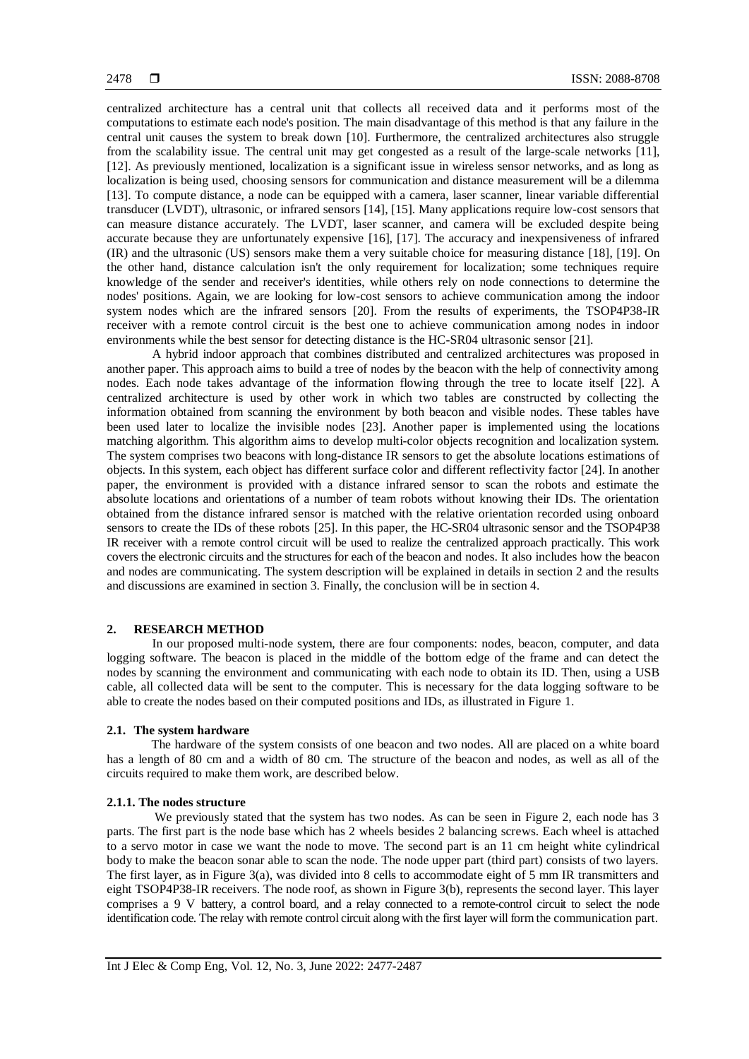centralized architecture has a central unit that collects all received data and it performs most of the computations to estimate each node's position. The main disadvantage of this method is that any failure in the central unit causes the system to break down [10]. Furthermore, the centralized architectures also struggle from the scalability issue. The central unit may get congested as a result of the large-scale networks [11], [12]. As previously mentioned, localization is a significant issue in wireless sensor networks, and as long as localization is being used, choosing sensors for communication and distance measurement will be a dilemma [13]. To compute distance, a node can be equipped with a camera, laser scanner, linear variable differential transducer (LVDT), ultrasonic, or infrared sensors [14], [15]. Many applications require low-cost sensors that can measure distance accurately. The LVDT, laser scanner, and camera will be excluded despite being accurate because they are unfortunately expensive [16], [17]. The accuracy and inexpensiveness of infrared (IR) and the ultrasonic (US) sensors make them a very suitable choice for measuring distance [18], [19]. On the other hand, distance calculation isn't the only requirement for localization; some techniques require knowledge of the sender and receiver's identities, while others rely on node connections to determine the nodes' positions. Again, we are looking for low-cost sensors to achieve communication among the indoor system nodes which are the infrared sensors [20]. From the results of experiments, the TSOP4P38-IR receiver with a remote control circuit is the best one to achieve communication among nodes in indoor environments while the best sensor for detecting distance is the HC-SR04 ultrasonic sensor [21].

A hybrid indoor approach that combines distributed and centralized architectures was proposed in another paper. This approach aims to build a tree of nodes by the beacon with the help of connectivity among nodes. Each node takes advantage of the information flowing through the tree to locate itself [22]. A centralized architecture is used by other work in which two tables are constructed by collecting the information obtained from scanning the environment by both beacon and visible nodes. These tables have been used later to localize the invisible nodes [23]. Another paper is implemented using the locations matching algorithm. This algorithm aims to develop multi-color objects recognition and localization system. The system comprises two beacons with long-distance IR sensors to get the absolute locations estimations of objects. In this system, each object has different surface color and different reflectivity factor [24]. In another paper, the environment is provided with a distance infrared sensor to scan the robots and estimate the absolute locations and orientations of a number of team robots without knowing their IDs. The orientation obtained from the distance infrared sensor is matched with the relative orientation recorded using onboard sensors to create the IDs of these robots [25]. In this paper, the HC-SR04 ultrasonic sensor and the TSOP4P38 IR receiver with a remote control circuit will be used to realize the centralized approach practically. This work covers the electronic circuits and the structures for each of the beacon and nodes. It also includes how the beacon and nodes are communicating. The system description will be explained in details in section 2 and the results and discussions are examined in section 3. Finally, the conclusion will be in section 4.

## 2. RESEARCH METHOD

In our proposed multi-node system, there are four components: nodes, beacon, computer, and data logging software. The beacon is placed in the middle of the bottom edge of the frame and can detect the nodes by scanning the environment and communicating with each node to obtain its ID. Then, using a USB cable, all collected data will be sent to the computer. This is necessary for the data logging software to be able to create the nodes based on their computed positions and IDs, as illustrated in Figure 1.

### 2.1. The system hardware

The hardware of the system consists of one beacon and two nodes. All are placed on a white board has a length of 80 cm and a width of 80 cm. The structure of the beacon and nodes, as well as all of the circuits required to make them work, are described below.

#### 2.1.1. The nodes structure

We previously stated that the system has two nodes. As can be seen in Figure 2, each node has 3 parts. The first part is the node base which has 2 wheels besides 2 balancing screws. Each wheel is attached to a servo motor in case we want the node to move. The second part is an 11 cm height white cylindrical body to make the beacon sonar able to scan the node. The node upper part (third part) consists of two layers. The first layer, as in Figure 3(a), was divided into 8 cells to accommodate eight of 5 mm IR transmitters and eight TSOP4P38-IR receivers. The node roof, as shown in Figure 3(b), represents the second layer. This layer comprises a 9 V battery, a control board, and a relay connected to a remote-control circuit to select the node identification code. The relay with remote control circuit along with the first layer will form the communication part.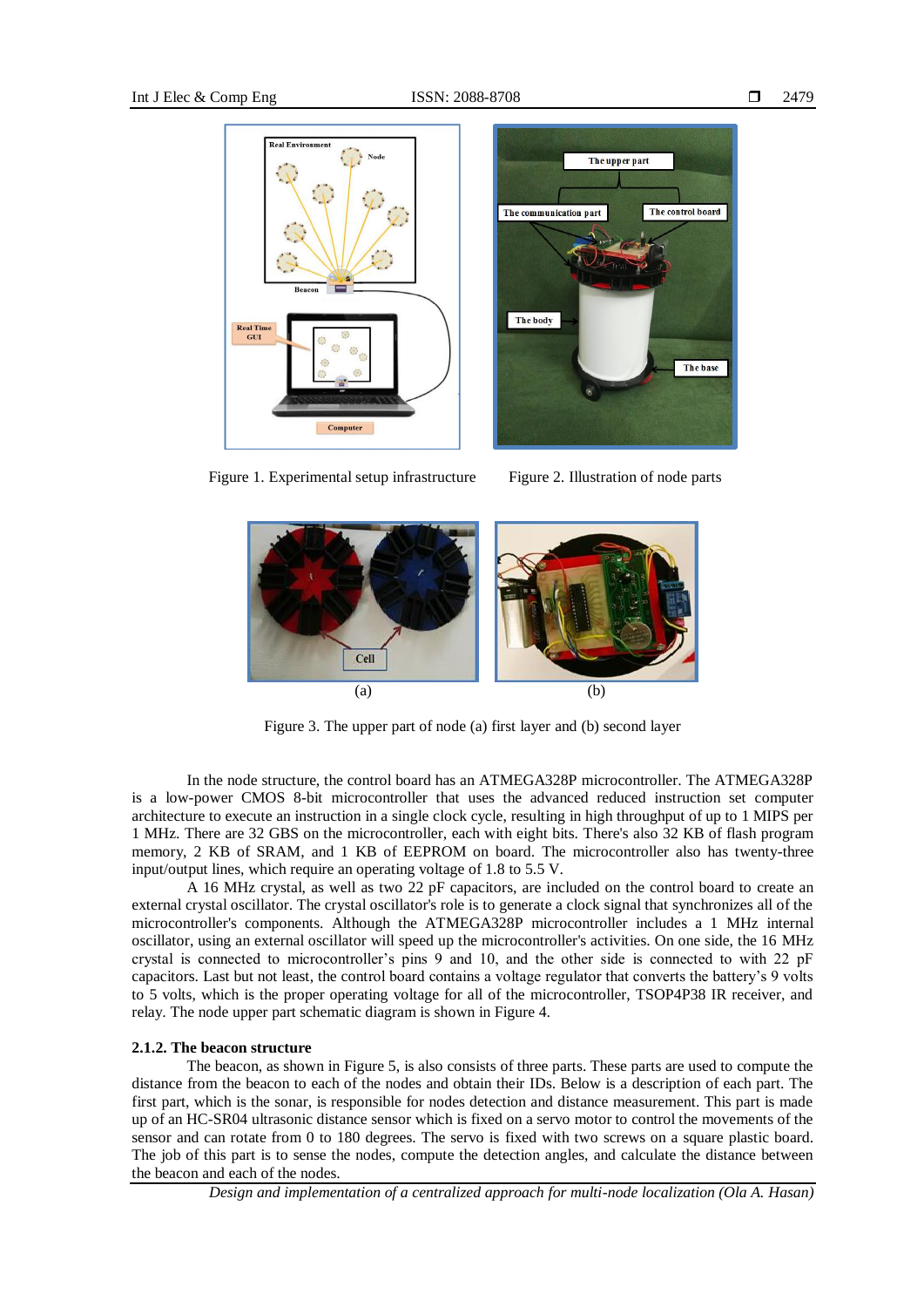Figure 1. Experimental setup infrastructure

Figure 2. Illustration of node parts

(a)

(b)

Figure 3. The upper part of node (a) first layer and (b) second layer

In the node structure, the control board has an ATMEGA328P microcontroller. The ATMEGA328P is a low-power CMOS 8-bit microcontroller that uses the advanced reduced instruction set computer architecture to execute an instruction in a single clock cycle, resulting in high throughput of up to 1 MIPS per 1 MHz. There are 32 GBS on the microcontroller, each with eight bits. There's also 32 KB of flash program memory, 2 KB of SRAM, and 1 KB of EEPROM on board. The microcontroller also has twenty-three input/output lines, which require an operating voltage of 1.8 to 5.5 V.

A 16 MHz crystal, as well as two 22 pF capacitors, are included on the control board to create an external crystal oscillator. The crystal oscillator's role is to generate a clock signal that synchronizes all of the microcontroller's components. Although the ATMEGA328P microcontroller includes a 1 MHz internal oscillator, using an external oscillator will speed up the microcontroller's activities. On one side, the 16 MHz crystal is connected to microcontroller's pins 9 and 10, and the other side is connected to with 22 pF capacitors. Last but not least, the control board contains a voltage regulator that converts the battery's 9 volts to 5 volts, which is the proper operating voltage for all of the microcontroller, TSOP4P38 IR receiver, and relay. The node upper part schematic diagram is shown in Figure 4.

### 2.1.2. The beacon structure

The beacon, as shown in Figure 5, is also consists of three parts. These parts are used to compute the distance from the beacon to each of the nodes and obtain their IDs. Below is a description of each part. The first part, which is the sonar, is responsible for nodes detection and distance measurement. This part is made up of an HC-SR04 ultrasonic distance sensor which is fixed on a servo motor to control the movements of the sensor and can rotate from 0 to 180 degrees. The servo is fixed with two screws on a square plastic board. The job of this part is to sense the nodes, compute the detection angles, and calculate the distance between the beacon and each of the nodes.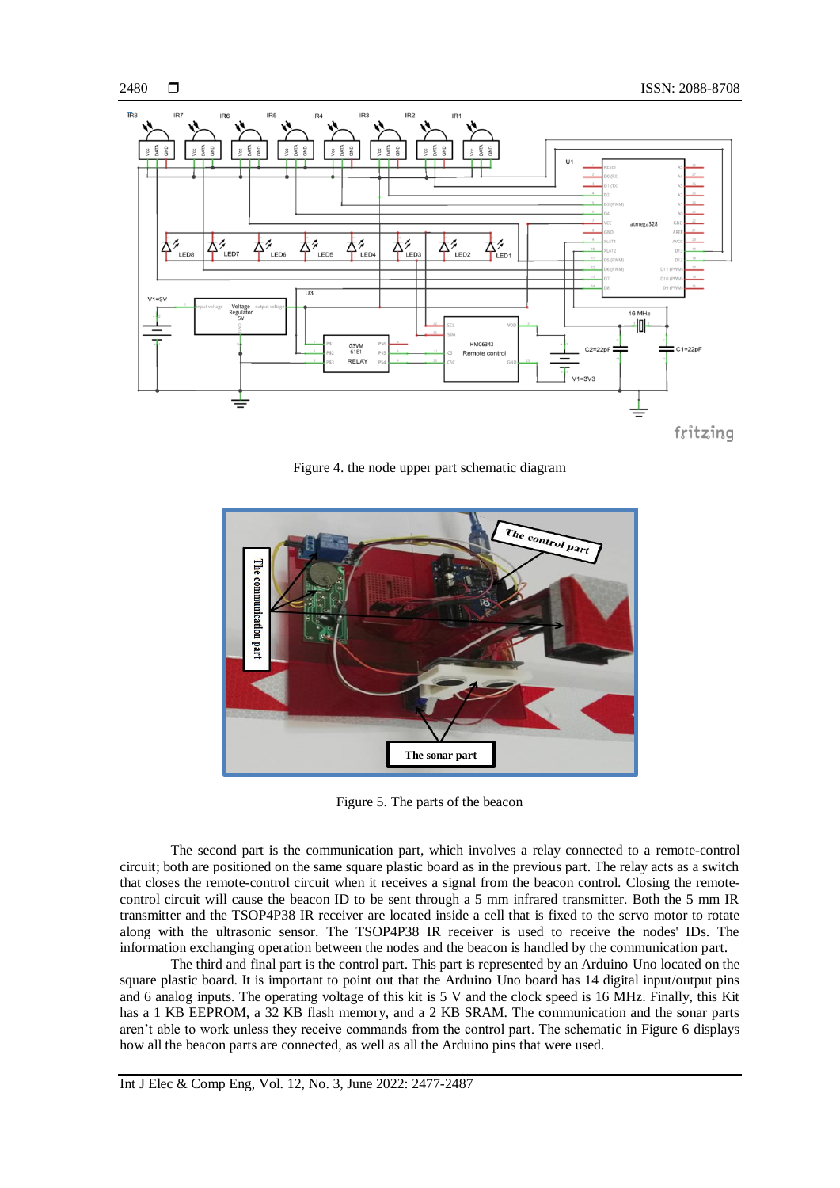Figure 4. the node upper part schematic diagram

Figure 5. The parts of the beacon

The second part is the communication part, which involves a relay connected to a remote-control circuit; both are positioned on the same square plastic board as in the previous part. The relay acts as a switch that closes the remote-control circuit when it receives a signal from the beacon control. Closing the remote-control circuit will cause the beacon ID to be sent through a 5 mm infrared transmitter. Both the 5 mm IR transmitter and the TSOP4P38 IR receiver are located inside a cell that is fixed to the servo motor to rotate along with the ultrasonic sensor. The TSOP4P38 IR receiver is used to receive the nodes' IDs. The information exchanging operation between the nodes and the beacon is handled by the communication part.

The third and final part is the control part. This part is represented by an Arduino Uno located on the square plastic board. It is important to point out that the Arduino Uno board has 14 digital input/output pins and 6 analog inputs. The operating voltage of this kit is 5 V and the clock speed is 16 MHz. Finally, this Kit has a 1 KB EEPROM, a 32 KB flash memory, and a 2 KB SRAM. The communication and the sonar parts aren't able to work unless they receive commands from the control part. The schematic in Figure 6 displays how all the beacon parts are connected, as well as all the Arduino pins that were used.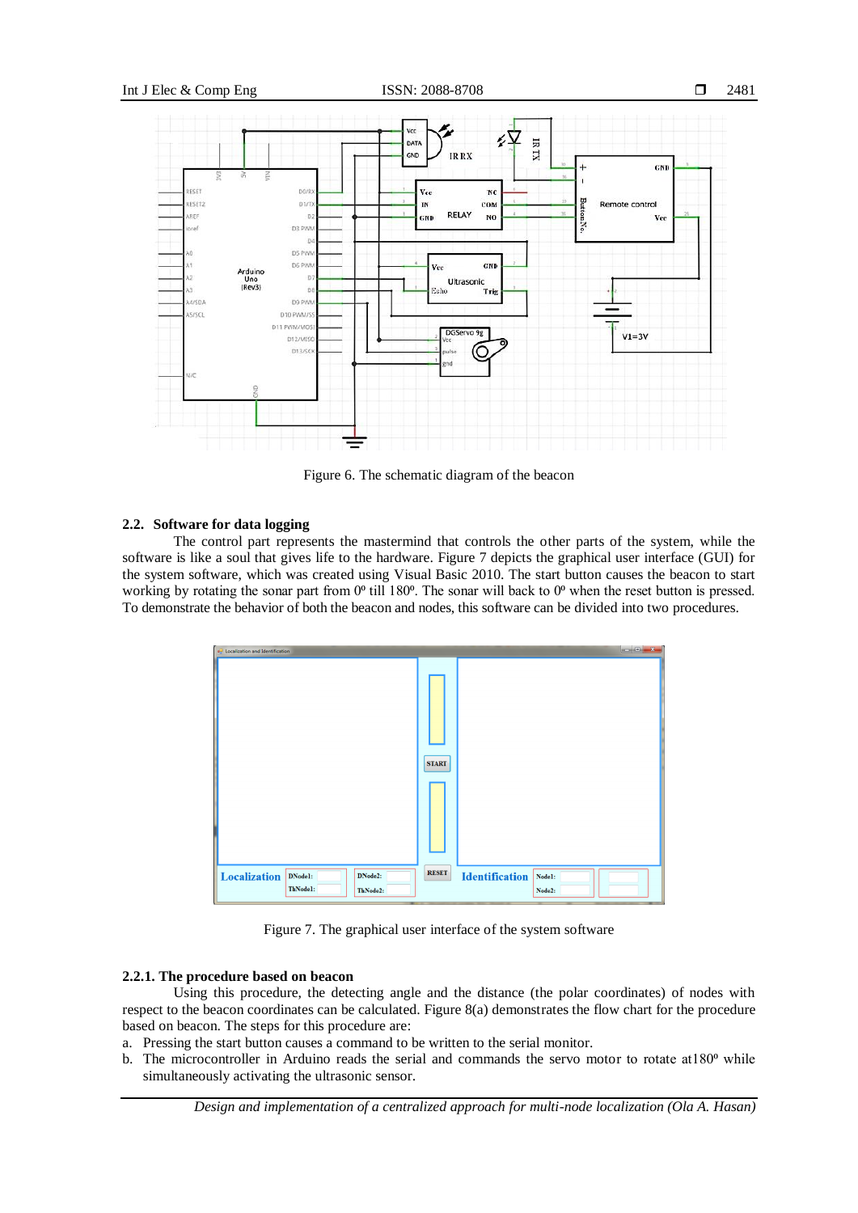Figure 6. The schematic diagram of the beacon

### 2.2. Software for data logging

The control part represents the mastermind that controls the other parts of the system, while the software is like a soul that gives life to the hardware. Figure 7 depicts the graphical user interface (GUI) for the system software, which was created using Visual Basic 2010. The start button causes the beacon to start working by rotating the sonar part from 0º till 180º. The sonar will back to 0º when the reset button is pressed. To demonstrate the behavior of both the beacon and nodes, this software can be divided into two procedures.

Figure 7. The graphical user interface of the system software

#### 2.2.1. The procedure based on beacon

Using this procedure, the detecting angle and the distance (the polar coordinates) of nodes with respect to the beacon coordinates can be calculated. Figure 8(a) demonstrates the flow chart for the procedure based on beacon. The steps for this procedure are:

a. Pressing the start button causes a command to be written to the serial monitor.
b. The microcontroller in Arduino reads the serial and commands the servo motor to rotate at180º while simultaneously activating the ultrasonic sensor.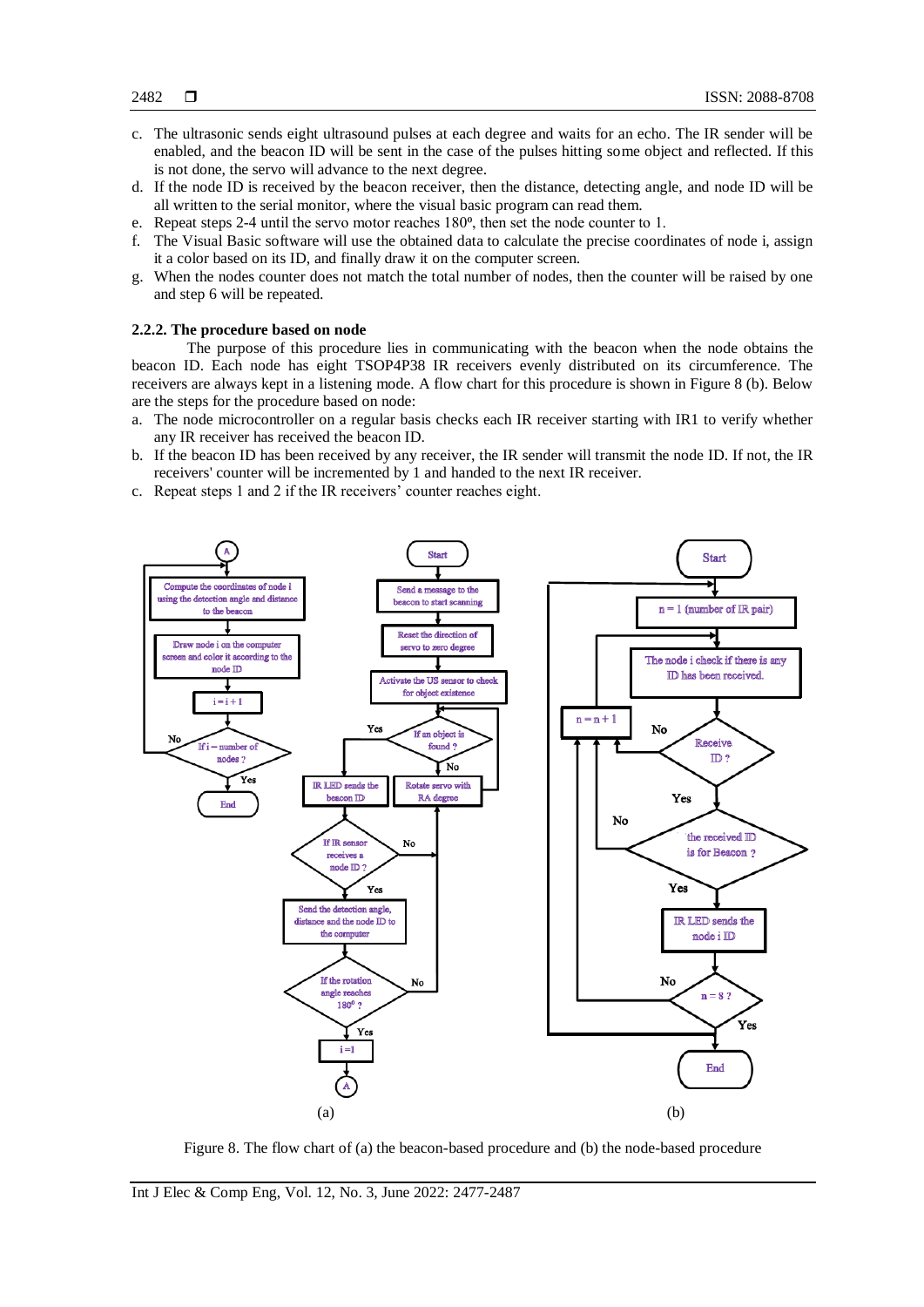c. The ultrasonic sends eight ultrasound pulses at each degree and waits for an echo. The IR sender will be enabled, and the beacon ID will be sent in the case of the pulses hitting some object and reflected. If this is not done, the servo will advance to the next degree.
d. If the node ID is received by the beacon receiver, then the distance, detecting angle, and node ID will be all written to the serial monitor, where the visual basic program can read them.
e. Repeat steps 2-4 until the servo motor reaches 180º, then set the node counter to 1.
f. The Visual Basic software will use the obtained data to calculate the precise coordinates of node i, assign it a color based on its ID, and finally draw it on the computer screen.
g. When the nodes counter does not match the total number of nodes, then the counter will be raised by one and step 6 will be repeated.

### 2.2.2. The procedure based on node

The purpose of this procedure lies in communicating with the beacon when the node obtains the beacon ID. Each node has eight TSOP4P38 IR receivers evenly distributed on its circumference. The receivers are always kept in a listening mode. A flow chart for this procedure is shown in Figure 8 (b). Below are the steps for the procedure based on node:

a. The node microcontroller on a regular basis checks each IR receiver starting with IR1 to verify whether any IR receiver has received the beacon ID.
b. If the beacon ID has been received by any receiver, the IR sender will transmit the node ID. If not, the IR receivers' counter will be incremented by 1 and handed to the next IR receiver.
c. Repeat steps 1 and 2 if the IR receivers' counter reaches eight.

Figure 8. The flow chart of (a) the beacon-based procedure and (b) the node-based procedure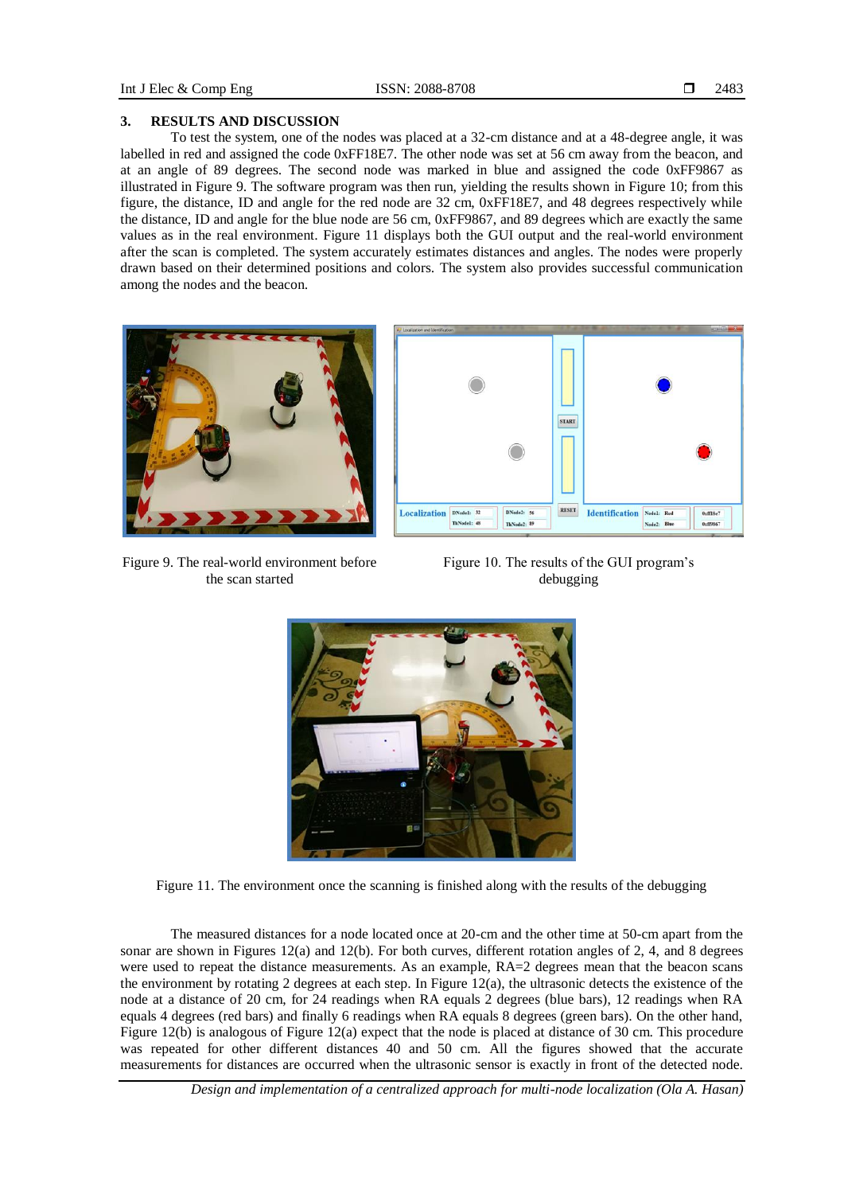## 3. RESULTS AND DISCUSSION

To test the system, one of the nodes was placed at a 32-cm distance and at a 48-degree angle, it was labelled in red and assigned the code 0xFF18E7. The other node was set at 56 cm away from the beacon, and at an angle of 89 degrees. The second node was marked in blue and assigned the code 0xFF9867 as illustrated in Figure 9. The software program was then run, yielding the results shown in Figure 10; from this figure, the distance, ID and angle for the red node are 32 cm, 0xFF18E7, and 48 degrees respectively while the distance, ID and angle for the blue node are 56 cm, 0xFF9867, and 89 degrees which are exactly the same values as in the real environment. Figure 11 displays both the GUI output and the real-world environment after the scan is completed. The system accurately estimates distances and angles. The nodes were properly drawn based on their determined positions and colors. The system also provides successful communication among the nodes and the beacon.

Figure 9. The real-world environment before the scan started

Figure 10. The results of the GUI program's debugging

Figure 11. The environment once the scanning is finished along with the results of the debugging

The measured distances for a node located once at 20-cm and the other time at 50-cm apart from the sonar are shown in Figures 12(a) and 12(b). For both curves, different rotation angles of 2, 4, and 8 degrees were used to repeat the distance measurements. As an example, RA=2 degrees mean that the beacon scans the environment by rotating 2 degrees at each step. In Figure 12(a), the ultrasonic detects the existence of the node at a distance of 20 cm, for 24 readings when RA equals 2 degrees (blue bars), 12 readings when RA equals 4 degrees (red bars) and finally 6 readings when RA equals 8 degrees (green bars). On the other hand, Figure 12(b) is analogous of Figure 12(a) expect that the node is placed at distance of 30 cm. This procedure was repeated for other different distances 40 and 50 cm. All the figures showed that the accurate measurements for distances are occurred when the ultrasonic sensor is exactly in front of the detected node.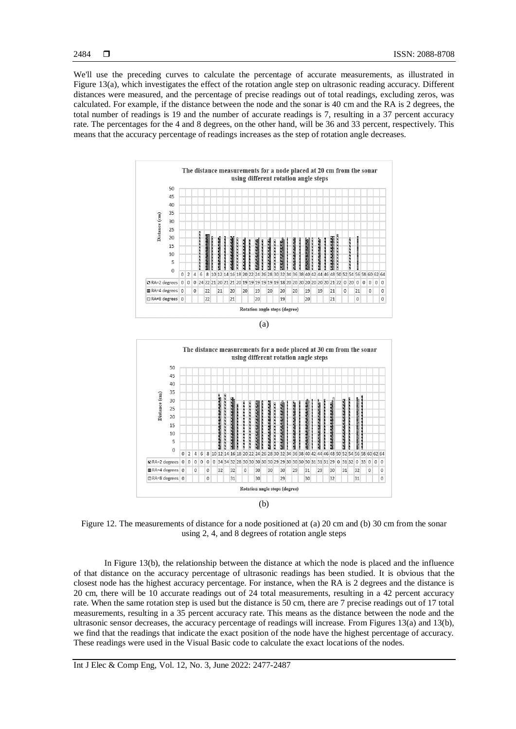We'll use the preceding curves to calculate the percentage of accurate measurements, as illustrated in Figure 13(a), which investigates the effect of the rotation angle step on ultrasonic reading accuracy. Different distances were measured, and the percentage of precise readings out of total readings, excluding zeros, was calculated. For example, if the distance between the node and the sonar is 40 cm and the RA is 2 degrees, the total number of readings is 19 and the number of accurate readings is 7, resulting in a 37 percent accuracy rate. The percentages for the 4 and 8 degrees, on the other hand, will be 36 and 33 percent, respectively. This means that the accuracy percentage of readings increases as the step of rotation angle decreases.

**The distance measurements for a node placed at 20 cm from the sonar using different rotation angle steps**

| Rotation angle steps (degree) | 0 | 2 | 4 | 6 | 8 | 10 | 12 | 14 | 16 | 18 | 20 | 22 | 24 | 26 | 28 | 30 | 32 | 34 | 36 | 38 | 40 | 42 | 44 | 46 | 48 | 50 | 52 | 54 | 56 | 58 | 60 | 62 | 64 |
|---|---|---|---|---|---|---|---|---|---|---|---|---|---|---|---|---|---|---|---|---|---|---|---|---|---|---|---|---|---|---|---|---|---|
| RA=2 degrees | 0 | 0 | 0 | 24 | 22 | 21 | 20 | 21 | 21 | 20 | 19 | 19 | 19 | 19 | 19 | 18 | 20 | 20 | 20 | 20 | 20 | 20 | 20 | 21 | 22 | 0 | 20 | 0 | 0 | 0 | 0 | 0 | 0 |
| RA=4 degrees | 0 | | 0 | | 22 | | 21 | | 20 | | 20 | | 19 | | 20 | | 20 | | 20 | | 19 | | 19 | | 21 | | 0 | | 21 | | 0 | | 0 |
| RA=8 degrees | 0 | | | | 22 | | | | 21 | | | | 20 | | | | 19 | | | | 20 | | | | 21 | | | | 0 | | | | 0 |

Distance (cm)

(a)

**The distance measurements for a node placed at 30 cm from the sonar using different rotation angle steps**

| Rotation angle steps (degree) | 0 | 2 | 4 | 6 | 8 | 10 | 12 | 14 | 16 | 18 | 20 | 22 | 24 | 26 | 28 | 30 | 32 | 34 | 36 | 38 | 40 | 42 | 44 | 46 | 48 | 50 | 52 | 54 | 56 | 58 | 60 | 62 | 64 |
|---|---|---|---|---|---|---|---|---|---|---|---|---|---|---|---|---|---|---|---|---|---|---|---|---|---|---|---|---|---|---|---|---|---|
| RA=2 degrees | 0 | 0 | 0 | 0 | 0 | 0 | 34 | 34 | 32 | 28 | 30 | 30 | 30 | 30 | 30 | 29 | 29 | 30 | 30 | 30 | 30 | 31 | 31 | 29 | 0 | 31 | 32 | 0 | 33 | 0 | 0 | 0 | 0 |
| RA=4 degrees | 0 | | 0 | | 0 | | 32 | | 32 | | 0 | | 30 | | 30 | | 30 | | 29 | | 31 | | 29 | | 30 | | 31 | | 32 | | 0 | | 0 |
| RA=8 degrees | 0 | | | | 0 | | | | 31 | | | | 30 | | | | 29 | | | | 30 | | | | 32 | | | | 31 | | | | 0 |

Distance (cm)

(b)

Figure 12. The measurements of distance for a node positioned at (a) 20 cm and (b) 30 cm from the sonar using 2, 4, and 8 degrees of rotation angle steps

In Figure 13(b), the relationship between the distance at which the node is placed and the influence of that distance on the accuracy percentage of ultrasonic readings has been studied. It is obvious that the closest node has the highest accuracy percentage. For instance, when the RA is 2 degrees and the distance is 20 cm, there will be 10 accurate readings out of 24 total measurements, resulting in a 42 percent accuracy rate. When the same rotation step is used but the distance is 50 cm, there are 7 precise readings out of 17 total measurements, resulting in a 35 percent accuracy rate. This means as the distance between the node and the ultrasonic sensor decreases, the accuracy percentage of readings will increase. From Figures 13(a) and 13(b), we find that the readings that indicate the exact position of the node have the highest percentage of accuracy. These readings were used in the Visual Basic code to calculate the exact locations of the nodes.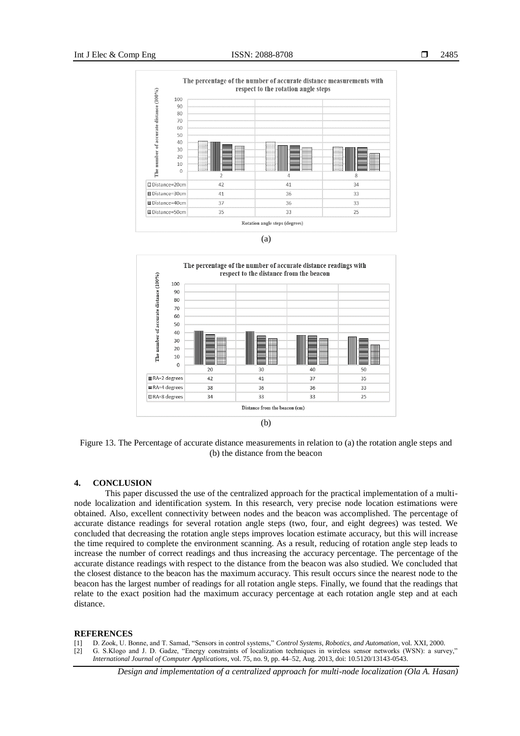The percentage of the number of accurate distance measurements with respect to the rotation angle steps

| Rotation angle steps (degrees) | 2 | 4 | 8 |
|---|---|---|---|
| Distance=20cm | 42 | 41 | 34 |
| Distance=30cm | 41 | 36 | 33 |
| Distance=40cm | 37 | 36 | 33 |
| Distance=50cm | 35 | 33 | 25 |

(a)

The percentage of the number of accurate distance readings with respect to the distance from the beacon

| Distance from the beacon (cm) | 20 | 30 | 40 | 50 |
|---|---|---|---|---|
| RA=2 degrees | 42 | 41 | 37 | 35 |
| RA=4 degrees | 38 | 36 | 36 | 33 |
| RA=8 degrees | 34 | 33 | 33 | 25 |

(b)

Figure 13. The Percentage of accurate distance measurements in relation to (a) the rotation angle steps and (b) the distance from the beacon

## 4. CONCLUSION

This paper discussed the use of the centralized approach for the practical implementation of a multi-node localization and identification system. In this research, very precise node location estimations were obtained. Also, excellent connectivity between nodes and the beacon was accomplished. The percentage of accurate distance readings for several rotation angle steps (two, four, and eight degrees) was tested. We concluded that decreasing the rotation angle steps improves location estimate accuracy, but this will increase the time required to complete the environment scanning. As a result, reducing of rotation angle step leads to increase the number of correct readings and thus increasing the accuracy percentage. The percentage of the accurate distance readings with respect to the distance from the beacon was also studied. We concluded that the closest distance to the beacon has the maximum accuracy. This result occurs since the nearest node to the beacon has the largest number of readings for all rotation angle steps. Finally, we found that the readings that relate to the exact position had the maximum accuracy percentage at each rotation angle step and at each distance.

## REFERENCES

[1] D. Zook, U. Bonne, and T. Samad, "Sensors in control systems," *Control Systems, Robotics, and Automation*, vol. XXI, 2000.

[2] G. S.Klogo and J. D. Gadze, "Energy constraints of localization techniques in wireless sensor networks (WSN): a survey," *International Journal of Computer Applications*, vol. 75, no. 9, pp. 44–52, Aug. 2013, doi: 10.5120/13143-0543.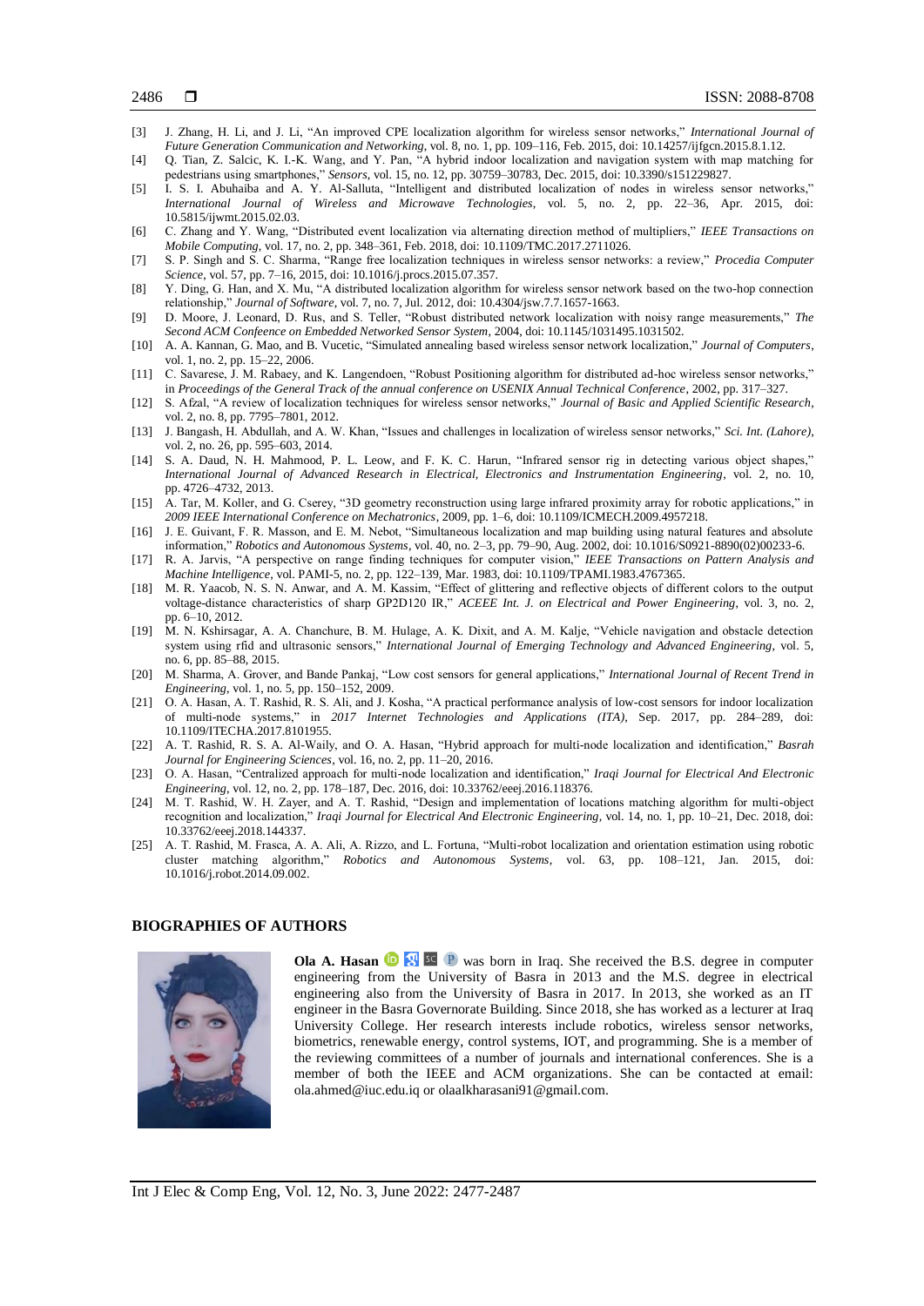[3] J. Zhang, H. Li, and J. Li, "An improved CPE localization algorithm for wireless sensor networks," *International Journal of Future Generation Communication and Networking*, vol. 8, no. 1, pp. 109–116, Feb. 2015, doi: 10.14257/ijfgcn.2015.8.1.12.

[4] Q. Tian, Z. Salcic, K. I.-K. Wang, and Y. Pan, "A hybrid indoor localization and navigation system with map matching for pedestrians using smartphones," *Sensors*, vol. 15, no. 12, pp. 30759–30783, Dec. 2015, doi: 10.3390/s151229827.

[5] I. S. I. Abuhaiba and A. Y. Al-Salluta, "Intelligent and distributed localization of nodes in wireless sensor networks," *International Journal of Wireless and Microwave Technologies*, vol. 5, no. 2, pp. 22–36, Apr. 2015, doi: 10.5815/ijwmt.2015.02.03.

[6] C. Zhang and Y. Wang, "Distributed event localization via alternating direction method of multipliers," *IEEE Transactions on Mobile Computing*, vol. 17, no. 2, pp. 348–361, Feb. 2018, doi: 10.1109/TMC.2017.2711026.

[7] S. P. Singh and S. C. Sharma, "Range free localization techniques in wireless sensor networks: a review," *Procedia Computer Science*, vol. 57, pp. 7–16, 2015, doi: 10.1016/j.procs.2015.07.357.

[8] Y. Ding, G. Han, and X. Mu, "A distributed localization algorithm for wireless sensor network based on the two-hop connection relationship," *Journal of Software*, vol. 7, no. 7, Jul. 2012, doi: 10.4304/jsw.7.7.1657-1663.

[9] D. Moore, J. Leonard, D. Rus, and S. Teller, "Robust distributed network localization with noisy range measurements," *The Second ACM Confeence on Embedded Networked Sensor System*, 2004, doi: 10.1145/1031495.1031502.

[10] A. A. Kannan, G. Mao, and B. Vucetic, "Simulated annealing based wireless sensor network localization," *Journal of Computers*, vol. 1, no. 2, pp. 15–22, 2006.

[11] C. Savarese, J. M. Rabaey, and K. Langendoen, "Robust Positioning algorithm for distributed ad-hoc wireless sensor networks," in *Proceedings of the General Track of the annual conference on USENIX Annual Technical Conference*, 2002, pp. 317–327.

[12] S. Afzal, "A review of localization techniques for wireless sensor networks," *Journal of Basic and Applied Scientific Research*, vol. 2, no. 8, pp. 7795–7801, 2012.

[13] J. Bangash, H. Abdullah, and A. W. Khan, "Issues and challenges in localization of wireless sensor networks," *Sci. Int. (Lahore)*, vol. 2, no. 26, pp. 595–603, 2014.

[14] S. A. Daud, N. H. Mahmood, P. L. Leow, and F. K. C. Harun, "Infrared sensor rig in detecting various object shapes," *International Journal of Advanced Research in Electrical, Electronics and Instrumentation Engineering*, vol. 2, no. 10, pp. 4726–4732, 2013.

[15] A. Tar, M. Koller, and G. Cserey, "3D geometry reconstruction using large infrared proximity array for robotic applications," in *2009 IEEE International Conference on Mechatronics*, 2009, pp. 1–6, doi: 10.1109/ICMECH.2009.4957218.

[16] J. E. Guivant, F. R. Masson, and E. M. Nebot, "Simultaneous localization and map building using natural features and absolute information," *Robotics and Autonomous Systems*, vol. 40, no. 2–3, pp. 79–90, Aug. 2002, doi: 10.1016/S0921-8890(02)00233-6.

[17] R. A. Jarvis, "A perspective on range finding techniques for computer vision," *IEEE Transactions on Pattern Analysis and Machine Intelligence*, vol. PAMI-5, no. 2, pp. 122–139, Mar. 1983, doi: 10.1109/TPAMI.1983.4767365.

[18] M. R. Yaacob, N. S. N. Anwar, and A. M. Kassim, "Effect of glittering and reflective objects of different colors to the output voltage-distance characteristics of sharp GP2D120 IR," *ACEEE Int. J. on Electrical and Power Engineering*, vol. 3, no. 2, pp. 6–10, 2012.

[19] M. N. Kshirsagar, A. A. Chanchure, B. M. Hulage, A. K. Dixit, and A. M. Kalje, "Vehicle navigation and obstacle detection system using rfid and ultrasonic sensors," *International Journal of Emerging Technology and Advanced Engineering*, vol. 5, no. 6, pp. 85–88, 2015.

[20] M. Sharma, A. Grover, and Bande Pankaj, "Low cost sensors for general applications," *International Journal of Recent Trend in Engineering*, vol. 1, no. 5, pp. 150–152, 2009.

[21] O. A. Hasan, A. T. Rashid, R. S. Ali, and J. Kosha, "A practical performance analysis of low-cost sensors for indoor localization of multi-node systems," in *2017 Internet Technologies and Applications (ITA)*, Sep. 2017, pp. 284–289, doi: 10.1109/ITECHA.2017.8101955.

[22] A. T. Rashid, R. S. A. Al-Waily, and O. A. Hasan, "Hybrid approach for multi-node localization and identification," *Basrah Journal for Engineering Sciences*, vol. 16, no. 2, pp. 11–20, 2016.

[23] O. A. Hasan, "Centralized approach for multi-node localization and identification," *Iraqi Journal for Electrical And Electronic Engineering*, vol. 12, no. 2, pp. 178–187, Dec. 2016, doi: 10.33762/eeej.2016.118376.

[24] M. T. Rashid, W. H. Zayer, and A. T. Rashid, "Design and implementation of locations matching algorithm for multi-object recognition and localization," *Iraqi Journal for Electrical And Electronic Engineering*, vol. 14, no. 1, pp. 10–21, Dec. 2018, doi: 10.33762/eeej.2018.144337.

[25] A. T. Rashid, M. Frasca, A. A. Ali, A. Rizzo, and L. Fortuna, "Multi-robot localization and orientation estimation using robotic cluster matching algorithm," *Robotics and Autonomous Systems*, vol. 63, pp. 108–121, Jan. 2015, doi: 10.1016/j.robot.2014.09.002.

## BIOGRAPHIES OF AUTHORS

**Ola A. Hasan** was born in Iraq. She received the B.S. degree in computer engineering from the University of Basra in 2013 and the M.S. degree in electrical engineering also from the University of Basra in 2017. In 2013, she worked as an IT engineer in the Basra Governorate Building. Since 2018, she has worked as a lecturer at Iraq University College. Her research interests include robotics, wireless sensor networks, biometrics, renewable energy, control systems, IOT, and programming. She is a member of the reviewing committees of a number of journals and international conferences. She is a member of both the IEEE and ACM organizations. She can be contacted at email: ola.ahmed@iuc.edu.iq or olaalkharasani91@gmail.com.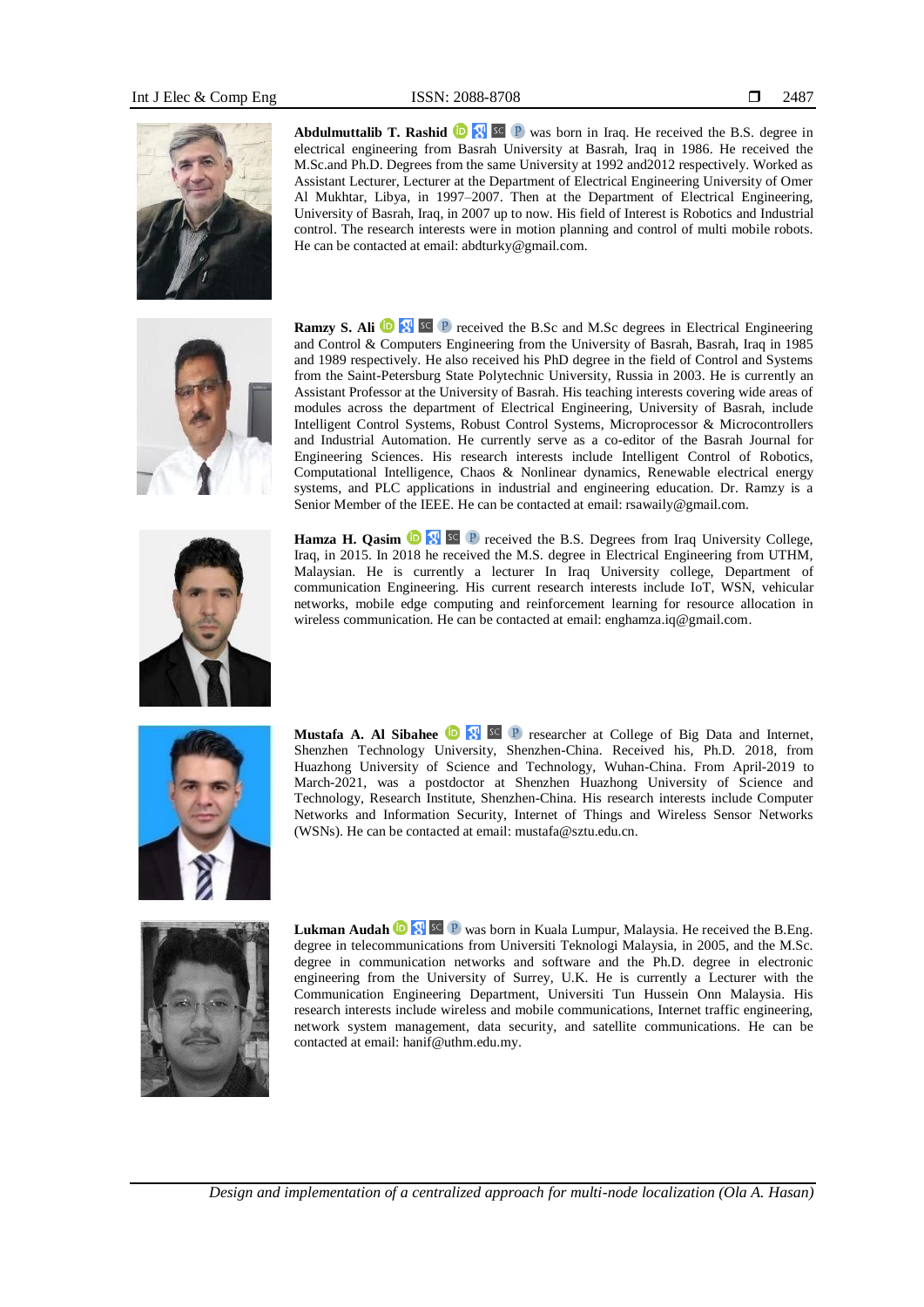**Abdulmuttalib T. Rashid** was born in Iraq. He received the B.S. degree in electrical engineering from Basrah University at Basrah, Iraq in 1986. He received the M.Sc.and Ph.D. Degrees from the same University at 1992 and2012 respectively. Worked as Assistant Lecturer, Lecturer at the Department of Electrical Engineering University of Omer Al Mukhtar, Libya, in 1997–2007. Then at the Department of Electrical Engineering, University of Basrah, Iraq, in 2007 up to now. His field of Interest is Robotics and Industrial control. The research interests were in motion planning and control of multi mobile robots. He can be contacted at email: abdturky@gmail.com.

**Ramzy S. Ali** received the B.Sc and M.Sc degrees in Electrical Engineering and Control & Computers Engineering from the University of Basrah, Basrah, Iraq in 1985 and 1989 respectively. He also received his PhD degree in the field of Control and Systems from the Saint-Petersburg State Polytechnic University, Russia in 2003. He is currently an Assistant Professor at the University of Basrah. His teaching interests covering wide areas of modules across the department of Electrical Engineering, University of Basrah, include Intelligent Control Systems, Robust Control Systems, Microprocessor & Microcontrollers and Industrial Automation. He currently serve as a co-editor of the Basrah Journal for Engineering Sciences. His research interests include Intelligent Control of Robotics, Computational Intelligence, Chaos & Nonlinear dynamics, Renewable electrical energy systems, and PLC applications in industrial and engineering education. Dr. Ramzy is a Senior Member of the IEEE. He can be contacted at email: rsawaily@gmail.com.

**Hamza H. Qasim** received the B.S. Degrees from Iraq University College, Iraq, in 2015. In 2018 he received the M.S. degree in Electrical Engineering from UTHM, Malaysian. He is currently a lecturer In Iraq University college, Department of communication Engineering. His current research interests include IoT, WSN, vehicular networks, mobile edge computing and reinforcement learning for resource allocation in wireless communication. He can be contacted at email: enghamza.iq@gmail.com.

**Mustafa A. Al Sibahee** researcher at College of Big Data and Internet, Shenzhen Technology University, Shenzhen-China. Received his, Ph.D. 2018, from Huazhong University of Science and Technology, Wuhan-China. From April-2019 to March-2021, was a postdoctor at Shenzhen Huazhong University of Science and Technology, Research Institute, Shenzhen-China. His research interests include Computer Networks and Information Security, Internet of Things and Wireless Sensor Networks (WSNs). He can be contacted at email: mustafa@sztu.edu.cn.

**Lukman Audah** was born in Kuala Lumpur, Malaysia. He received the B.Eng. degree in telecommunications from Universiti Teknologi Malaysia, in 2005, and the M.Sc. degree in communication networks and software and the Ph.D. degree in electronic engineering from the University of Surrey, U.K. He is currently a Lecturer with the Communication Engineering Department, Universiti Tun Hussein Onn Malaysia. His research interests include wireless and mobile communications, Internet traffic engineering, network system management, data security, and satellite communications. He can be contacted at email: hanif@uthm.edu.my.